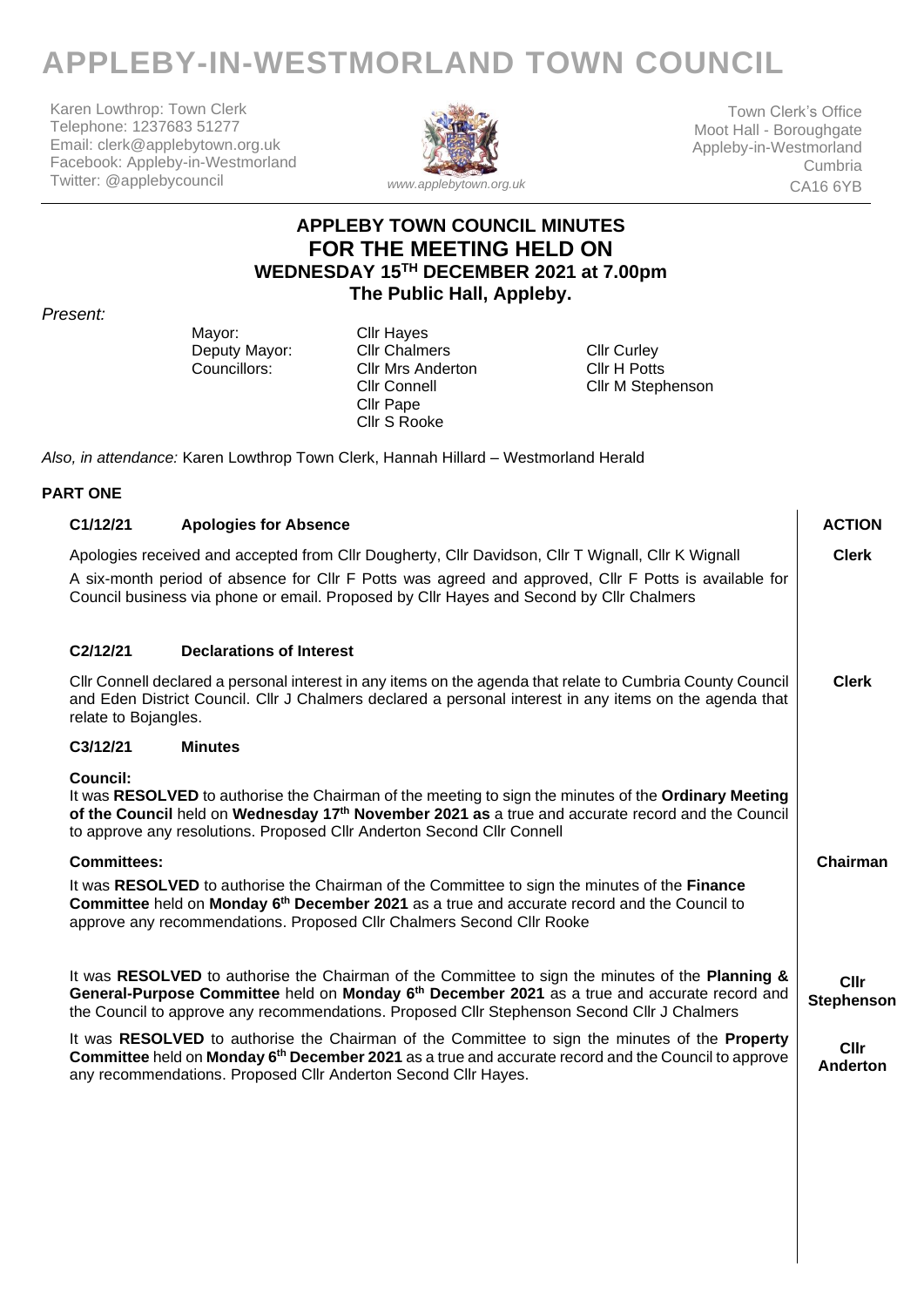# APPLEBY-IN-WESTMORLAND TOWN COUNCIL

Karen Lowthrop: Town Clerk
Telephone: 1237683 51277
Email: clerk@applebytown.org.uk
Facebook: Appleby-in-Westmorland
Twitter: @applebycouncil

*www.applebytown.org.uk*

Town Clerk's Office
Moot Hall - Boroughgate
Appleby-in-Westmorland
Cumbria
CA16 6YB

## APPLEBY TOWN COUNCIL MINUTES
## FOR THE MEETING HELD ON
## WEDNESDAY 15TH DECEMBER 2021 at 7.00pm
## The Public Hall, Appleby.

*Present:*

| | | |
|---|---|---|
| Mayor: | Cllr Hayes | |
| Deputy Mayor: | Cllr Chalmers | Cllr Curley |
| Councillors: | Cllr Mrs Anderton | Cllr H Potts |
| | Cllr Connell | Cllr M Stephenson |
| | Cllr Pape | |
| | Cllr S Rooke | |

*Also, in attendance:* Karen Lowthrop Town Clerk, Hannah Hillard – Westmorland Herald

**PART ONE**

| | ACTION |
|---|---|
| **C1/12/21 Apologies for Absence** | |
| Apologies received and accepted from Cllr Dougherty, Cllr Davidson, Cllr T Wignall, Cllr K Wignall<br>A six-month period of absence for Cllr F Potts was agreed and approved, Cllr F Potts is available for Council business via phone or email. Proposed by Cllr Hayes and Second by Cllr Chalmers | **Clerk** |
| **C2/12/21 Declarations of Interest** | |
| Cllr Connell declared a personal interest in any items on the agenda that relate to Cumbria County Council and Eden District Council. Cllr J Chalmers declared a personal interest in any items on the agenda that relate to Bojangles. | **Clerk** |
| **C3/12/21 Minutes** | |
| **Council:**<br>It was **RESOLVED** to authorise the Chairman of the meeting to sign the minutes of the **Ordinary Meeting of the Council** held on **Wednesday 17th November 2021 as** a true and accurate record and the Council to approve any resolutions. Proposed Cllr Anderton Second Cllr Connell | |
| **Committees:**<br>It was **RESOLVED** to authorise the Chairman of the Committee to sign the minutes of the **Finance Committee** held on **Monday 6th December 2021** as a true and accurate record and the Council to approve any recommendations. Proposed Cllr Chalmers Second Cllr Rooke | **Chairman** |
| It was **RESOLVED** to authorise the Chairman of the Committee to sign the minutes of the **Planning & General-Purpose Committee** held on **Monday 6th December 2021** as a true and accurate record and the Council to approve any recommendations. Proposed Cllr Stephenson Second Cllr J Chalmers | **Cllr Stephenson** |
| It was **RESOLVED** to authorise the Chairman of the Committee to sign the minutes of the **Property Committee** held on **Monday 6th December 2021** as a true and accurate record and the Council to approve any recommendations. Proposed Cllr Anderton Second Cllr Hayes. | **Cllr Anderton** |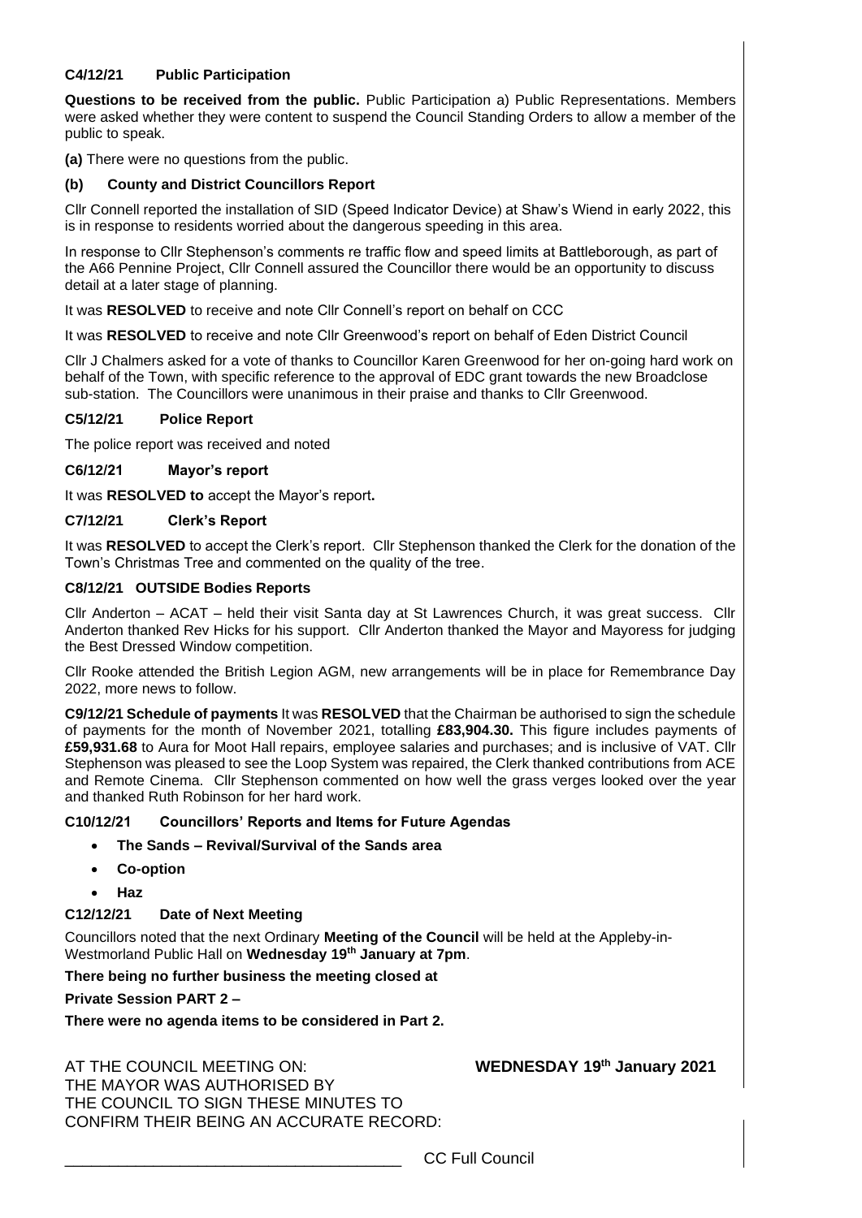### C4/12/21 Public Participation

**Questions to be received from the public.** Public Participation a) Public Representations. Members were asked whether they were content to suspend the Council Standing Orders to allow a member of the public to speak.

**(a)** There were no questions from the public.

### (b) County and District Councillors Report

Cllr Connell reported the installation of SID (Speed Indicator Device) at Shaw's Wiend in early 2022, this is in response to residents worried about the dangerous speeding in this area.

In response to Cllr Stephenson's comments re traffic flow and speed limits at Battleborough, as part of the A66 Pennine Project, Cllr Connell assured the Councillor there would be an opportunity to discuss detail at a later stage of planning.

It was **RESOLVED** to receive and note Cllr Connell's report on behalf on CCC

It was **RESOLVED** to receive and note Cllr Greenwood's report on behalf of Eden District Council

Cllr J Chalmers asked for a vote of thanks to Councillor Karen Greenwood for her on-going hard work on behalf of the Town, with specific reference to the approval of EDC grant towards the new Broadclose sub-station. The Councillors were unanimous in their praise and thanks to Cllr Greenwood.

### C5/12/21 Police Report

The police report was received and noted

### C6/12/21 Mayor's report

It was **RESOLVED to** accept the Mayor's report**.**

### C7/12/21 Clerk's Report

It was **RESOLVED** to accept the Clerk's report. Cllr Stephenson thanked the Clerk for the donation of the Town's Christmas Tree and commented on the quality of the tree.

### C8/12/21 OUTSIDE Bodies Reports

Cllr Anderton – ACAT – held their visit Santa day at St Lawrences Church, it was great success. Cllr Anderton thanked Rev Hicks for his support. Cllr Anderton thanked the Mayor and Mayoress for judging the Best Dressed Window competition.

Cllr Rooke attended the British Legion AGM, new arrangements will be in place for Remembrance Day 2022, more news to follow.

**C9/12/21 Schedule of payments** It was **RESOLVED** that the Chairman be authorised to sign the schedule of payments for the month of November 2021, totalling **£83,904.30.** This figure includes payments of **£59,931.68** to Aura for Moot Hall repairs, employee salaries and purchases; and is inclusive of VAT. Cllr Stephenson was pleased to see the Loop System was repaired, the Clerk thanked contributions from ACE and Remote Cinema. Cllr Stephenson commented on how well the grass verges looked over the year and thanked Ruth Robinson for her hard work.

### C10/12/21 Councillors' Reports and Items for Future Agendas

- **The Sands – Revival/Survival of the Sands area**
- **Co-option**
- **Haz**

### C12/12/21 Date of Next Meeting

Councillors noted that the next Ordinary **Meeting of the Council** will be held at the Appleby-in-Westmorland Public Hall on **Wednesday 19th January at 7pm**.

**There being no further business the meeting closed at**

**Private Session PART 2 –**

**There were no agenda items to be considered in Part 2.**

AT THE COUNCIL MEETING ON: **WEDNESDAY 19th January 2021**
THE MAYOR WAS AUTHORISED BY
THE COUNCIL TO SIGN THESE MINUTES TO
CONFIRM THEIR BEING AN ACCURATE RECORD:

\_\_\_\_\_\_\_\_\_\_\_\_\_\_\_\_\_\_\_\_\_\_\_\_\_\_\_\_\_\_\_\_\_\_\_\_\_\_\_ CC Full Council